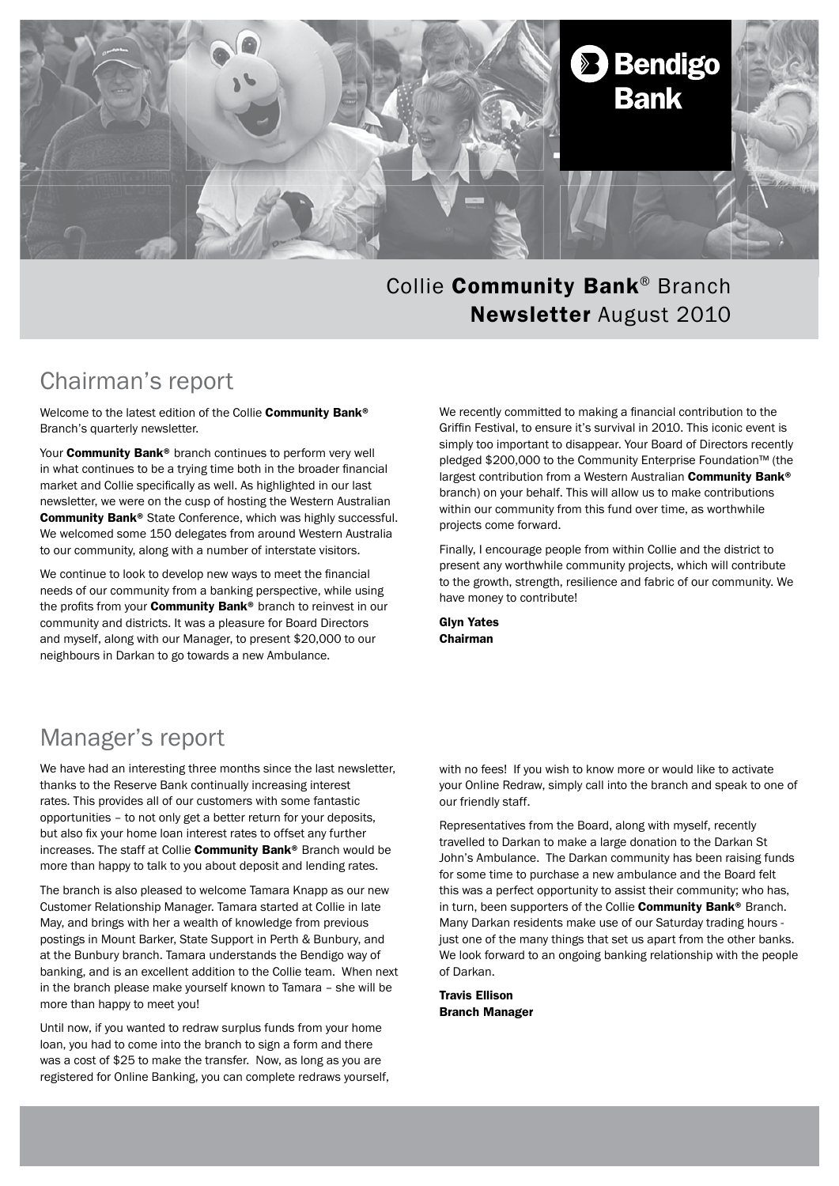Collie **Community Bank**® Branch
**Newsletter** August 2010

## Chairman's report

Welcome to the latest edition of the Collie **Community Bank®** Branch's quarterly newsletter.

Your **Community Bank®** branch continues to perform very well in what continues to be a trying time both in the broader financial market and Collie specifically as well. As highlighted in our last newsletter, we were on the cusp of hosting the Western Australian **Community Bank®** State Conference, which was highly successful. We welcomed some 150 delegates from around Western Australia to our community, along with a number of interstate visitors.

We continue to look to develop new ways to meet the financial needs of our community from a banking perspective, while using the profits from your **Community Bank®** branch to reinvest in our community and districts. It was a pleasure for Board Directors and myself, along with our Manager, to present $20,000 to our neighbours in Darkan to go towards a new Ambulance.

We recently committed to making a financial contribution to the Griffin Festival, to ensure it's survival in 2010. This iconic event is simply too important to disappear. Your Board of Directors recently pledged $200,000 to the Community Enterprise Foundation™ (the largest contribution from a Western Australian **Community Bank®** branch) on your behalf. This will allow us to make contributions within our community from this fund over time, as worthwhile projects come forward.

Finally, I encourage people from within Collie and the district to present any worthwhile community projects, which will contribute to the growth, strength, resilience and fabric of our community. We have money to contribute!

**Glyn Yates**
**Chairman**

## Manager's report

We have had an interesting three months since the last newsletter, thanks to the Reserve Bank continually increasing interest rates. This provides all of our customers with some fantastic opportunities – to not only get a better return for your deposits, but also fix your home loan interest rates to offset any further increases. The staff at Collie **Community Bank®** Branch would be more than happy to talk to you about deposit and lending rates.

The branch is also pleased to welcome Tamara Knapp as our new Customer Relationship Manager. Tamara started at Collie in late May, and brings with her a wealth of knowledge from previous postings in Mount Barker, State Support in Perth & Bunbury, and at the Bunbury branch. Tamara understands the Bendigo way of banking, and is an excellent addition to the Collie team. When next in the branch please make yourself known to Tamara – she will be more than happy to meet you!

Until now, if you wanted to redraw surplus funds from your home loan, you had to come into the branch to sign a form and there was a cost of $25 to make the transfer. Now, as long as you are registered for Online Banking, you can complete redraws yourself, with no fees! If you wish to know more or would like to activate your Online Redraw, simply call into the branch and speak to one of our friendly staff.

Representatives from the Board, along with myself, recently travelled to Darkan to make a large donation to the Darkan St John's Ambulance. The Darkan community has been raising funds for some time to purchase a new ambulance and the Board felt this was a perfect opportunity to assist their community; who has, in turn, been supporters of the Collie **Community Bank®** Branch. Many Darkan residents make use of our Saturday trading hours - just one of the many things that set us apart from the other banks. We look forward to an ongoing banking relationship with the people of Darkan.

**Travis Ellison**
**Branch Manager**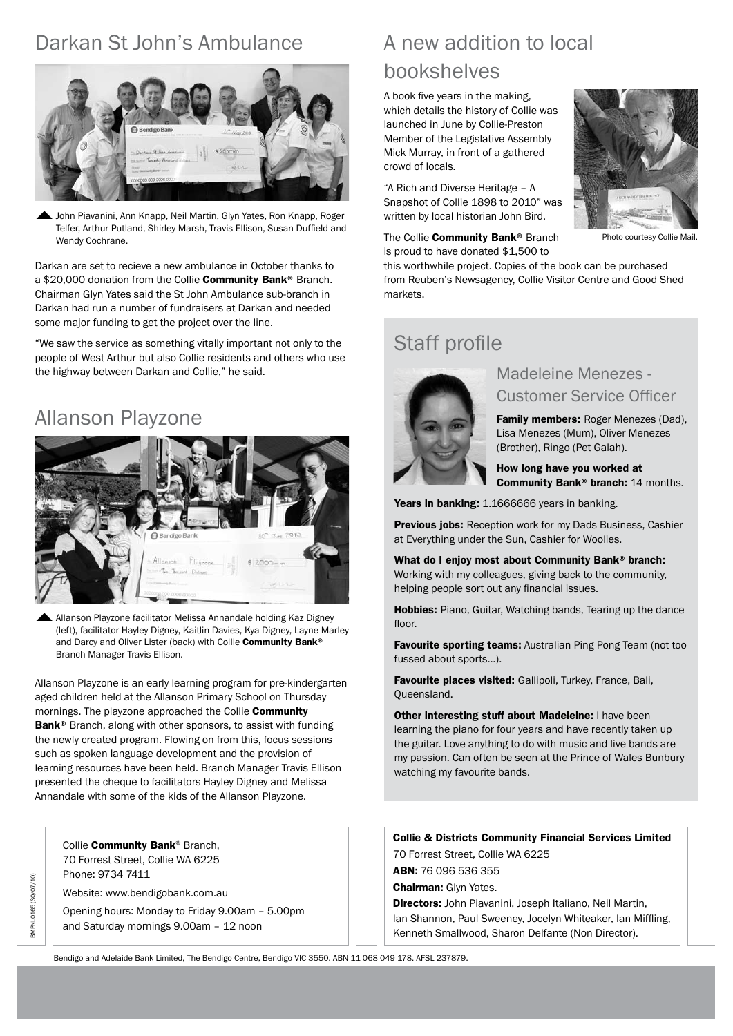## Darkan St John's Ambulance

▲ John Piavanini, Ann Knapp, Neil Martin, Glyn Yates, Ron Knapp, Roger Telfer, Arthur Putland, Shirley Marsh, Travis Ellison, Susan Duffield and Wendy Cochrane.

Darkan are set to recieve a new ambulance in October thanks to a $20,000 donation from the Collie **Community Bank®** Branch. Chairman Glyn Yates said the St John Ambulance sub-branch in Darkan had run a number of fundraisers at Darkan and needed some major funding to get the project over the line.

"We saw the service as something vitally important not only to the people of West Arthur but also Collie residents and others who use the highway between Darkan and Collie," he said.

## Allanson Playzone

▲ Allanson Playzone facilitator Melissa Annandale holding Kaz Digney (left), facilitator Hayley Digney, Kaitlin Davies, Kya Digney, Layne Marley and Darcy and Oliver Lister (back) with Collie **Community Bank®** Branch Manager Travis Ellison.

Allanson Playzone is an early learning program for pre-kindergarten aged children held at the Allanson Primary School on Thursday mornings. The playzone approached the Collie **Community Bank®** Branch, along with other sponsors, to assist with funding the newly created program. Flowing on from this, focus sessions such as spoken language development and the provision of learning resources have been held. Branch Manager Travis Ellison presented the cheque to facilitators Hayley Digney and Melissa Annandale with some of the kids of the Allanson Playzone.

## A new addition to local bookshelves

A book five years in the making, which details the history of Collie was launched in June by Collie-Preston Member of the Legislative Assembly Mick Murray, in front of a gathered crowd of locals.

"A Rich and Diverse Heritage – A Snapshot of Collie 1898 to 2010" was written by local historian John Bird.

Photo courtesy Collie Mail.

The Collie **Community Bank®** Branch is proud to have donated $1,500 to this worthwhile project. Copies of the book can be purchased from Reuben's Newsagency, Collie Visitor Centre and Good Shed markets.

## Staff profile

### Madeleine Menezes - Customer Service Officer

**Family members:** Roger Menezes (Dad), Lisa Menezes (Mum), Oliver Menezes (Brother), Ringo (Pet Galah).

**How long have you worked at Community Bank® branch:** 14 months.

**Years in banking:** 1.1666666 years in banking.

**Previous jobs:** Reception work for my Dads Business, Cashier at Everything under the Sun, Cashier for Woolies.

**What do I enjoy most about Community Bank® branch:** Working with my colleagues, giving back to the community, helping people sort out any financial issues.

**Hobbies:** Piano, Guitar, Watching bands, Tearing up the dance floor.

**Favourite sporting teams:** Australian Ping Pong Team (not too fussed about sports...).

**Favourite places visited:** Gallipoli, Turkey, France, Bali, Queensland.

**Other interesting stuff about Madeleine:** I have been learning the piano for four years and have recently taken up the guitar. Love anything to do with music and live bands are my passion. Can often be seen at the Prince of Wales Bunbury watching my favourite bands.

Collie **Community Bank®** Branch,
70 Forrest Street, Collie WA 6225
Phone: 9734 7411

Website: www.bendigobank.com.au

Opening hours: Monday to Friday 9.00am – 5.00pm and Saturday mornings 9.00am – 12 noon

**Collie & Districts Community Financial Services Limited**
70 Forrest Street, Collie WA 6225
**ABN:** 76 096 536 355
**Chairman:** Glyn Yates.
**Directors:** John Piavanini, Joseph Italiano, Neil Martin, Ian Shannon, Paul Sweeney, Jocelyn Whiteaker, Ian Miffling, Kenneth Smallwood, Sharon Delfante (Non Director).

BMPNL0165 (30/07/10)

Bendigo and Adelaide Bank Limited, The Bendigo Centre, Bendigo VIC 3550. ABN 11 068 049 178. AFSL 237879.